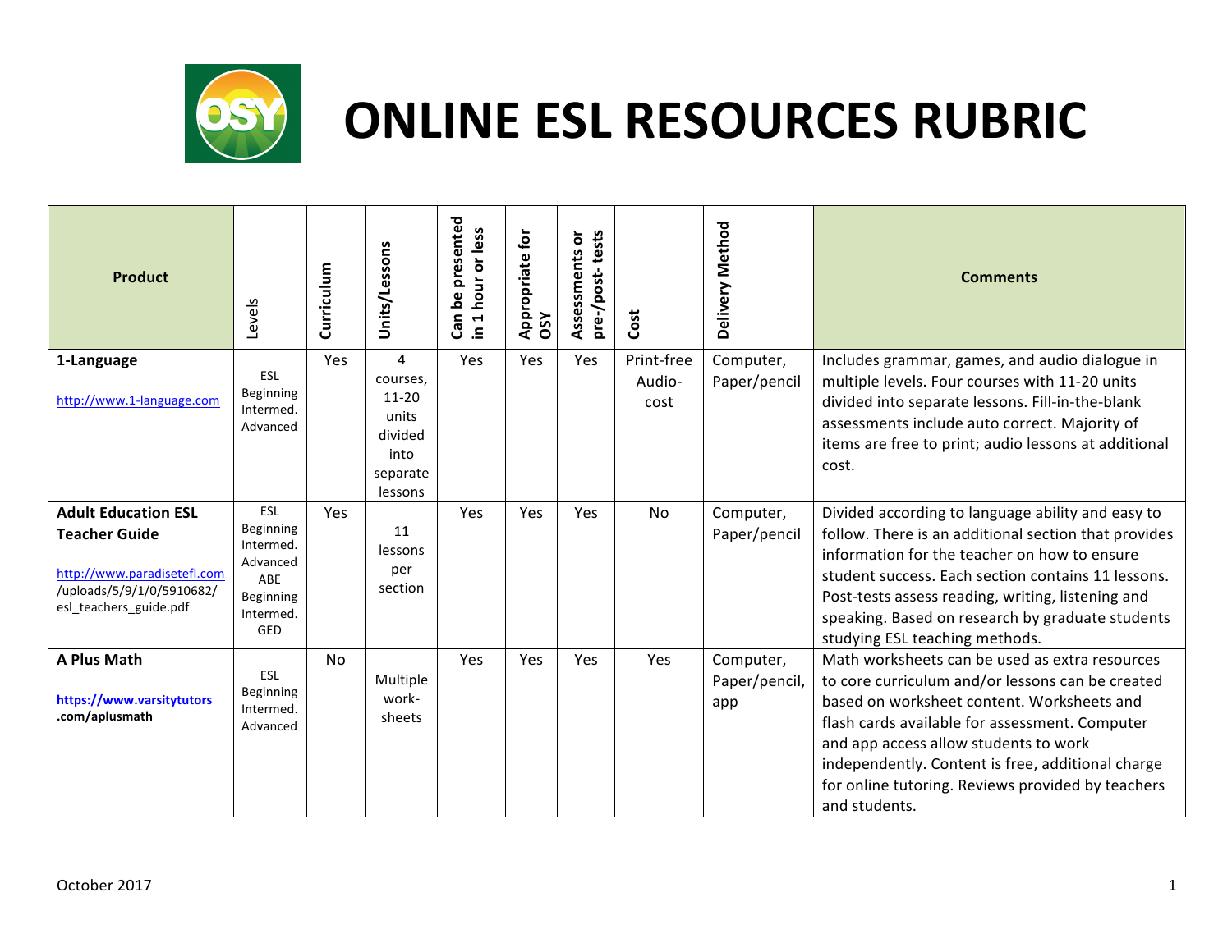# ONLINE ESL RESOURCES RUBRIC

| Product | Levels | Curriculum | Units/Lessons | Can be presented in 1 hour or less | Appropriate for OSY | Assessments or pre-/post- tests | Cost | Delivery Method | Comments |
|---|---|---|---|---|---|---|---|---|---|
| **1-Language** http://www.1-language.com | ESL Beginning Intermed. Advanced | Yes | 4 courses, 11-20 units divided into separate lessons | Yes | Yes | Yes | Print-free Audio-cost | Computer, Paper/pencil | Includes grammar, games, and audio dialogue in multiple levels. Four courses with 11-20 units divided into separate lessons. Fill-in-the-blank assessments include auto correct. Majority of items are free to print; audio lessons at additional cost. |
| **Adult Education ESL Teacher Guide** http://www.paradisetefl.com/uploads/5/9/1/0/5910682/esl_teachers_guide.pdf | ESL Beginning Intermed. Advanced ABE Beginning Intermed. GED | Yes | 11 lessons per section | Yes | Yes | Yes | No | Computer, Paper/pencil | Divided according to language ability and easy to follow. There is an additional section that provides information for the teacher on how to ensure student success. Each section contains 11 lessons. Post-tests assess reading, writing, listening and speaking. Based on research by graduate students studying ESL teaching methods. |
| **A Plus Math** **https://www.varsitytutors.com/aplusmath** | ESL Beginning Intermed. Advanced | No | Multiple work-sheets | Yes | Yes | Yes | Yes | Computer, Paper/pencil, app | Math worksheets can be used as extra resources to core curriculum and/or lessons can be created based on worksheet content. Worksheets and flash cards available for assessment. Computer and app access allow students to work independently. Content is free, additional charge for online tutoring. Reviews provided by teachers and students. |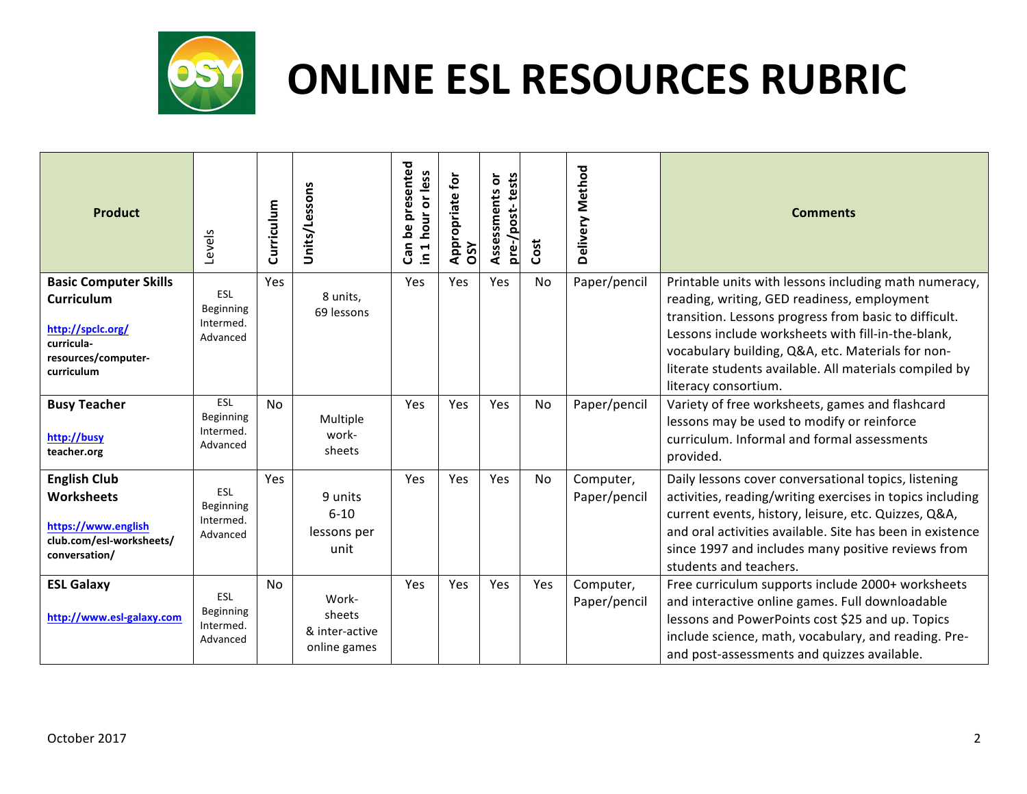# ONLINE ESL RESOURCES RUBRIC

| Product | Levels | Curriculum | Units/Lessons | Can be presented in 1 hour or less | Appropriate for OSY | Assessments or pre-/post- tests | Cost | Delivery Method | Comments |
|---|---|---|---|---|---|---|---|---|---|
| **Basic Computer Skills Curriculum** http://spclc.org/curricula-resources/computer-curriculum | ESL Beginning Intermed. Advanced | Yes | 8 units, 69 lessons | Yes | Yes | Yes | No | Paper/pencil | Printable units with lessons including math numeracy, reading, writing, GED readiness, employment transition. Lessons progress from basic to difficult. Lessons include worksheets with fill-in-the-blank, vocabulary building, Q&A, etc. Materials for non-literate students available. All materials compiled by literacy consortium. |
| **Busy Teacher** http://busyteacher.org | ESL Beginning Intermed. Advanced | No | Multiple work-sheets | Yes | Yes | Yes | No | Paper/pencil | Variety of free worksheets, games and flashcard lessons may be used to modify or reinforce curriculum. Informal and formal assessments provided. |
| **English Club Worksheets** https://www.englishclub.com/esl-worksheets/conversation/ | ESL Beginning Intermed. Advanced | Yes | 9 units 6-10 lessons per unit | Yes | Yes | Yes | No | Computer, Paper/pencil | Daily lessons cover conversational topics, listening activities, reading/writing exercises in topics including current events, history, leisure, etc. Quizzes, Q&A, and oral activities available. Site has been in existence since 1997 and includes many positive reviews from students and teachers. |
| **ESL Galaxy** http://www.esl-galaxy.com | ESL Beginning Intermed. Advanced | No | Work-sheets & inter-active online games | Yes | Yes | Yes | Yes | Computer, Paper/pencil | Free curriculum supports include 2000+ worksheets and interactive online games. Full downloadable lessons and PowerPoints cost $25 and up. Topics include science, math, vocabulary, and reading. Pre- and post-assessments and quizzes available. |

October 2017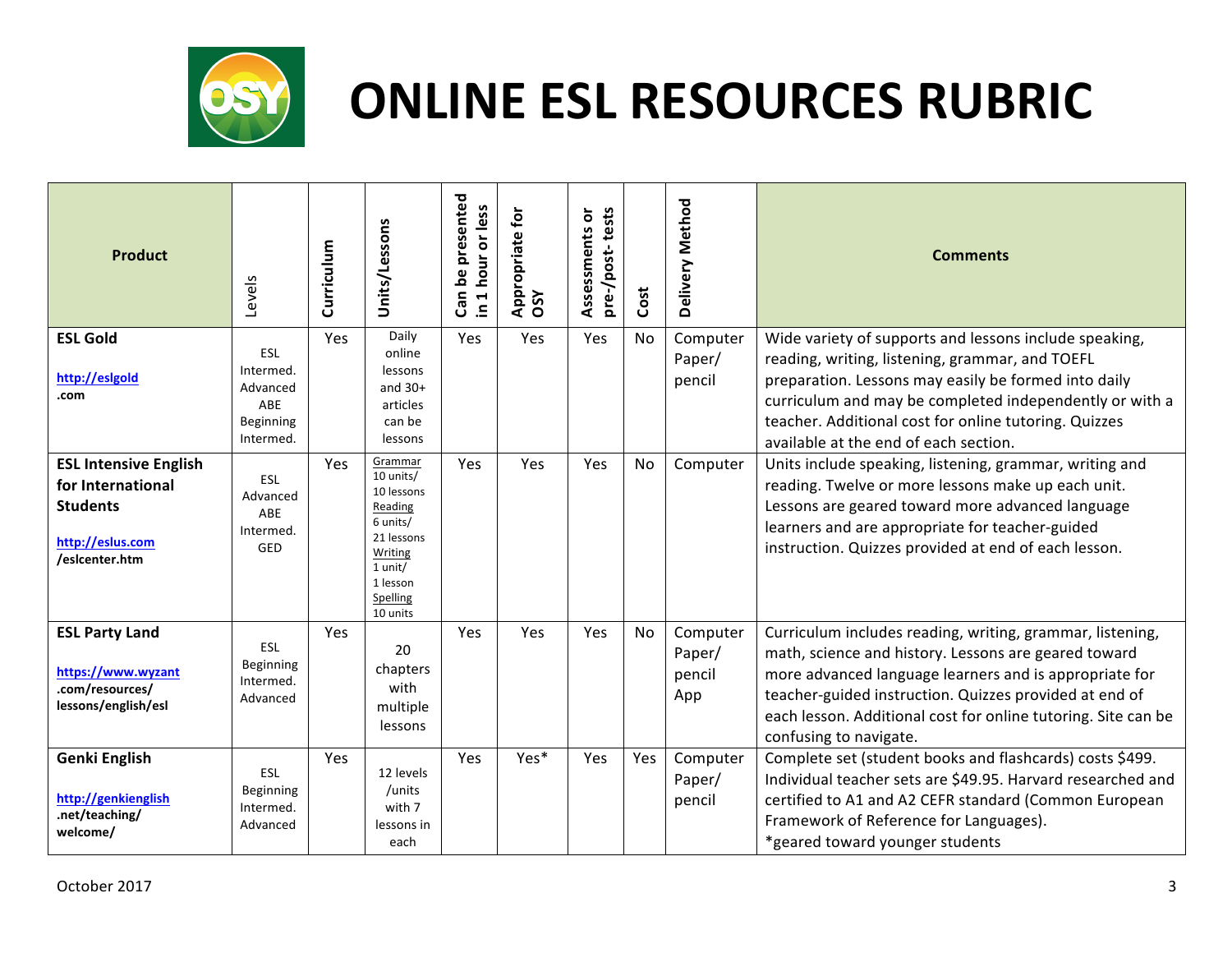# ONLINE ESL RESOURCES RUBRIC

| Product | Levels | Curriculum | Units/Lessons | Can be presented in 1 hour or less | Appropriate for OSY | Assessments or pre-/post- tests | Cost | Delivery Method | Comments |
|---|---|---|---|---|---|---|---|---|---|
| **ESL Gold** http://eslgold .com | ESL Intermed. Advanced ABE Beginning Intermed. | Yes | Daily online lessons and 30+ articles can be lessons | Yes | Yes | Yes | No | Computer Paper/ pencil | Wide variety of supports and lessons include speaking, reading, writing, listening, grammar, and TOEFL preparation. Lessons may easily be formed into daily curriculum and may be completed independently or with a teacher. Additional cost for online tutoring. Quizzes available at the end of each section. |
| **ESL Intensive English for International Students** http://eslus.com /eslcenter.htm | ESL Advanced ABE Intermed. GED | Yes | Grammar 10 units/ 10 lessons Reading 6 units/ 21 lessons Writing 1 unit/ 1 lesson Spelling 10 units | Yes | Yes | Yes | No | Computer | Units include speaking, listening, grammar, writing and reading. Twelve or more lessons make up each unit. Lessons are geared toward more advanced language learners and are appropriate for teacher-guided instruction. Quizzes provided at end of each lesson. |
| **ESL Party Land** https://www.wyzant .com/resources/ lessons/english/esl | ESL Beginning Intermed. Advanced | Yes | 20 chapters with multiple lessons | Yes | Yes | Yes | No | Computer Paper/ pencil App | Curriculum includes reading, writing, grammar, listening, math, science and history. Lessons are geared toward more advanced language learners and is appropriate for teacher-guided instruction. Quizzes provided at end of each lesson. Additional cost for online tutoring. Site can be confusing to navigate. |
| **Genki English** http://genkienglish .net/teaching/ welcome/ | ESL Beginning Intermed. Advanced | Yes | 12 levels /units with 7 lessons in each | Yes | Yes* | Yes | Yes | Computer Paper/ pencil | Complete set (student books and flashcards) costs $499. Individual teacher sets are $49.95. Harvard researched and certified to A1 and A2 CEFR standard (Common European Framework of Reference for Languages). *geared toward younger students |

October 2017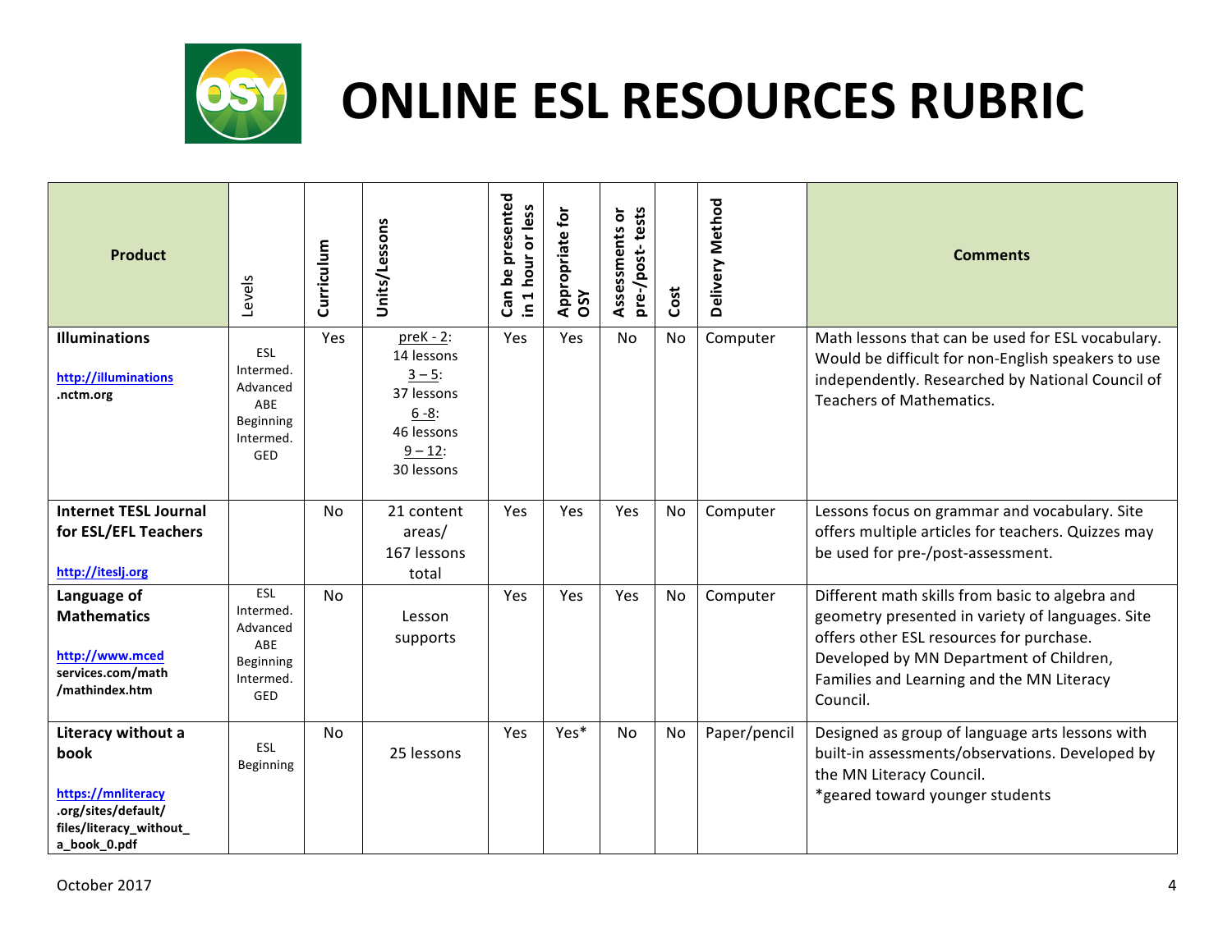# ONLINE ESL RESOURCES RUBRIC

| Product | Levels | Curriculum | Units/Lessons | Can be presented in 1 hour or less | Appropriate for OSY | Assessments or pre-/post- tests | Cost | Delivery Method | Comments |
|---|---|---|---|---|---|---|---|---|---|
| **Illuminations** http://illuminations.nctm.org | ESL Intermed. Advanced ABE Beginning Intermed. GED | Yes | preK - 2: 14 lessons 3 – 5: 37 lessons 6 -8: 46 lessons 9 – 12: 30 lessons | Yes | Yes | No | No | Computer | Math lessons that can be used for ESL vocabulary. Would be difficult for non-English speakers to use independently. Researched by National Council of Teachers of Mathematics. |
| **Internet TESL Journal for ESL/EFL Teachers** http://iteslj.org | | No | 21 content areas/ 167 lessons total | Yes | Yes | Yes | No | Computer | Lessons focus on grammar and vocabulary. Site offers multiple articles for teachers. Quizzes may be used for pre-/post-assessment. |
| **Language of Mathematics** http://www.mcedservices.com/math/mathindex.htm | ESL Intermed. Advanced ABE Beginning Intermed. GED | No | Lesson supports | Yes | Yes | Yes | No | Computer | Different math skills from basic to algebra and geometry presented in variety of languages. Site offers other ESL resources for purchase. Developed by MN Department of Children, Families and Learning and the MN Literacy Council. |
| **Literacy without a book** https://mnliteracy.org/sites/default/files/literacy_without_a_book_0.pdf | ESL Beginning | No | 25 lessons | Yes | Yes* | No | No | Paper/pencil | Designed as group of language arts lessons with built-in assessments/observations. Developed by the MN Literacy Council. *geared toward younger students |

October 2017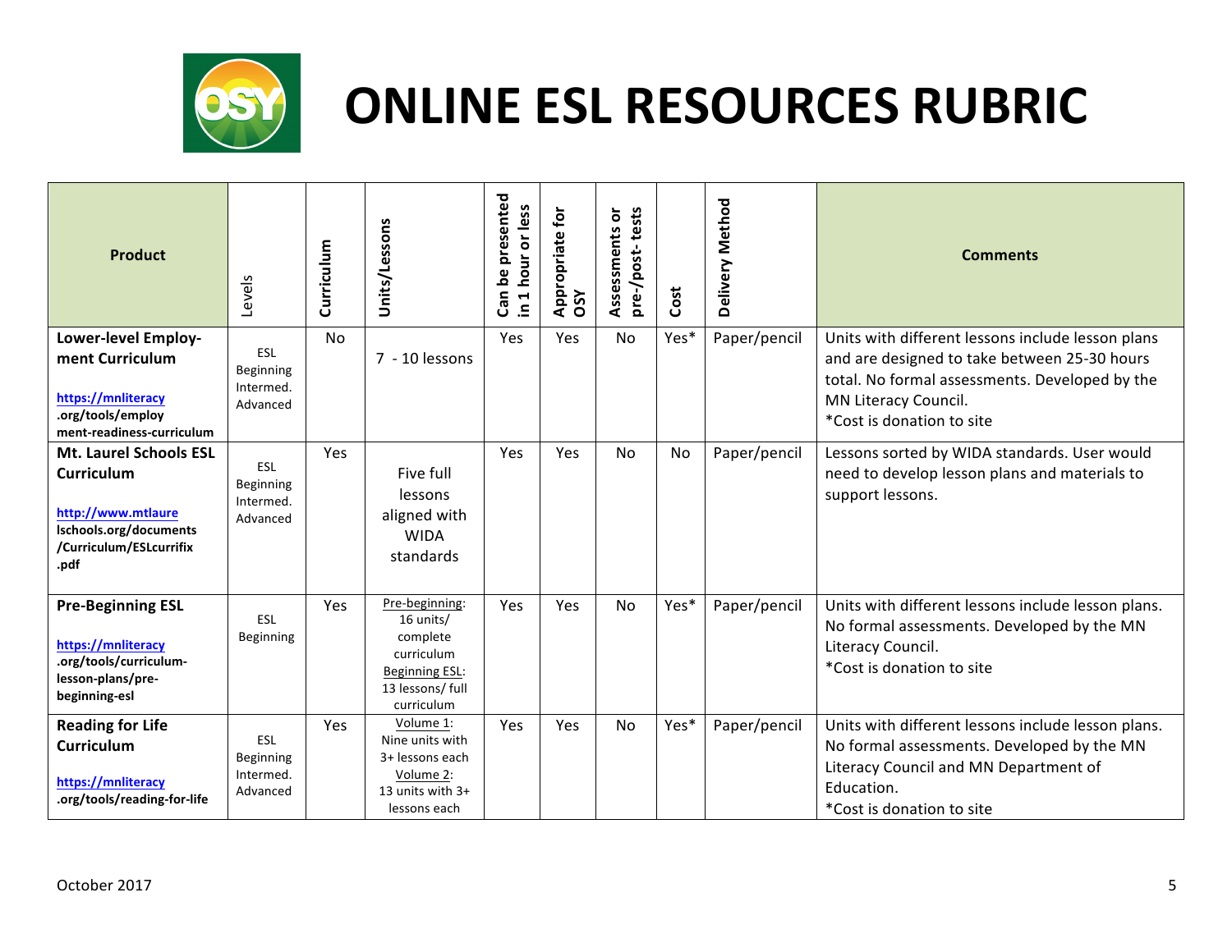# ONLINE ESL RESOURCES RUBRIC

| Product | Levels | Curriculum | Units/Lessons | Can be presented in 1 hour or less | Appropriate for OSY | Assessments or pre-/post- tests | Cost | Delivery Method | Comments |
|---|---|---|---|---|---|---|---|---|---|
| **Lower-level Employ-ment Curriculum** https://mnliteracy.org/tools/employment-readiness-curriculum | ESL Beginning Intermed. Advanced | No | 7 - 10 lessons | Yes | Yes | No | Yes* | Paper/pencil | Units with different lessons include lesson plans and are designed to take between 25-30 hours total. No formal assessments. Developed by the MN Literacy Council. *Cost is donation to site |
| **Mt. Laurel Schools ESL Curriculum** http://www.mtlaurelschools.org/documents/Curriculum/ESLcurrifix.pdf | ESL Beginning Intermed. Advanced | Yes | Five full lessons aligned with WIDA standards | Yes | Yes | No | No | Paper/pencil | Lessons sorted by WIDA standards. User would need to develop lesson plans and materials to support lessons. |
| **Pre-Beginning ESL** https://mnliteracy.org/tools/curriculum-lesson-plans/pre-beginning-esl | ESL Beginning | Yes | Pre-beginning: 16 units/ complete curriculum Beginning ESL: 13 lessons/ full curriculum | Yes | Yes | No | Yes* | Paper/pencil | Units with different lessons include lesson plans. No formal assessments. Developed by the MN Literacy Council. *Cost is donation to site |
| **Reading for Life Curriculum** https://mnliteracy.org/tools/reading-for-life | ESL Beginning Intermed. Advanced | Yes | Volume 1: Nine units with 3+ lessons each Volume 2: 13 units with 3+ lessons each | Yes | Yes | No | Yes* | Paper/pencil | Units with different lessons include lesson plans. No formal assessments. Developed by the MN Literacy Council and MN Department of Education. *Cost is donation to site |

October 2017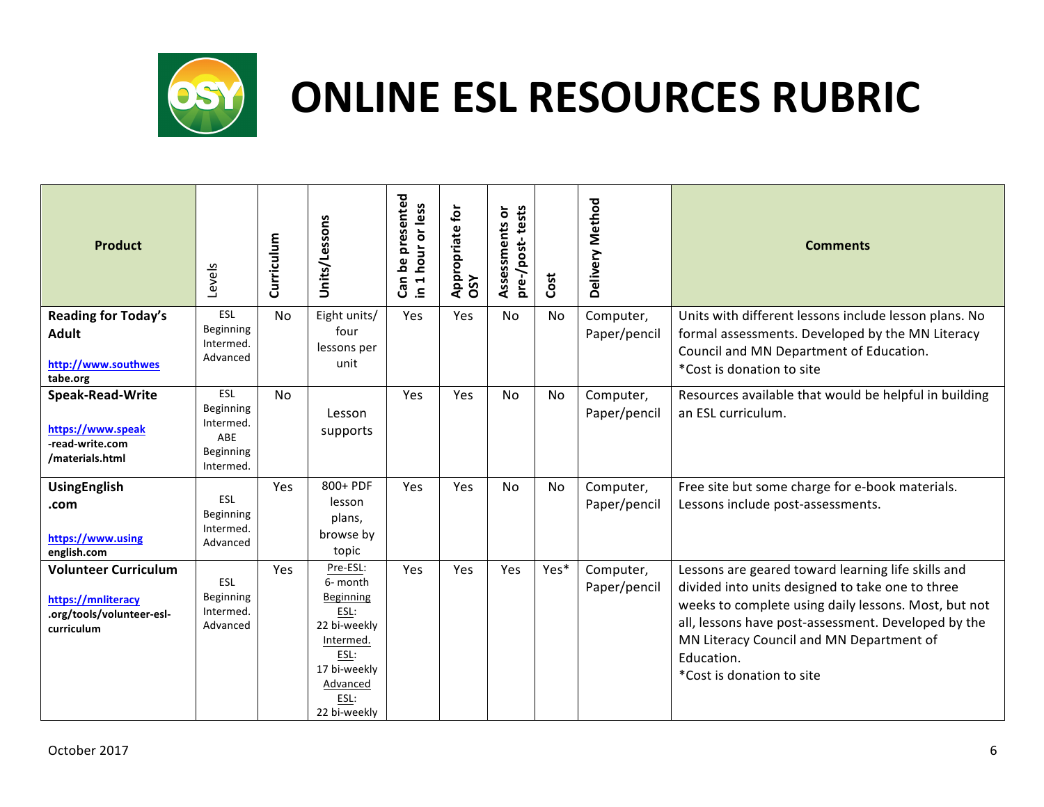# ONLINE ESL RESOURCES RUBRIC

| Product | Levels | Curriculum | Units/Lessons | Can be presented in 1 hour or less | Appropriate for OSY | Assessments or pre-/post- tests | Cost | Delivery Method | Comments |
|---|---|---|---|---|---|---|---|---|---|
| **Reading for Today's Adult** http://www.southwestabe.org | ESL Beginning Intermed. Advanced | No | Eight units/ four lessons per unit | Yes | Yes | No | No | Computer, Paper/pencil | Units with different lessons include lesson plans. No formal assessments. Developed by the MN Literacy Council and MN Department of Education. *Cost is donation to site |
| **Speak-Read-Write** https://www.speak-read-write.com/materials.html | ESL Beginning Intermed. ABE Beginning Intermed. | No | Lesson supports | Yes | Yes | No | No | Computer, Paper/pencil | Resources available that would be helpful in building an ESL curriculum. |
| **UsingEnglish.com** https://www.usingenglish.com | ESL Beginning Intermed. Advanced | Yes | 800+ PDF lesson plans, browse by topic | Yes | Yes | No | No | Computer, Paper/pencil | Free site but some charge for e-book materials. Lessons include post-assessments. |
| **Volunteer Curriculum** https://mnliteracy.org/tools/volunteer-esl-curriculum | ESL Beginning Intermed. Advanced | Yes | Pre-ESL: 6- month Beginning ESL: 22 bi-weekly Intermed. ESL: 17 bi-weekly Advanced ESL: 22 bi-weekly | Yes | Yes | Yes | Yes* | Computer, Paper/pencil | Lessons are geared toward learning life skills and divided into units designed to take one to three weeks to complete using daily lessons. Most, but not all, lessons have post-assessment. Developed by the MN Literacy Council and MN Department of Education. *Cost is donation to site |

October 2017